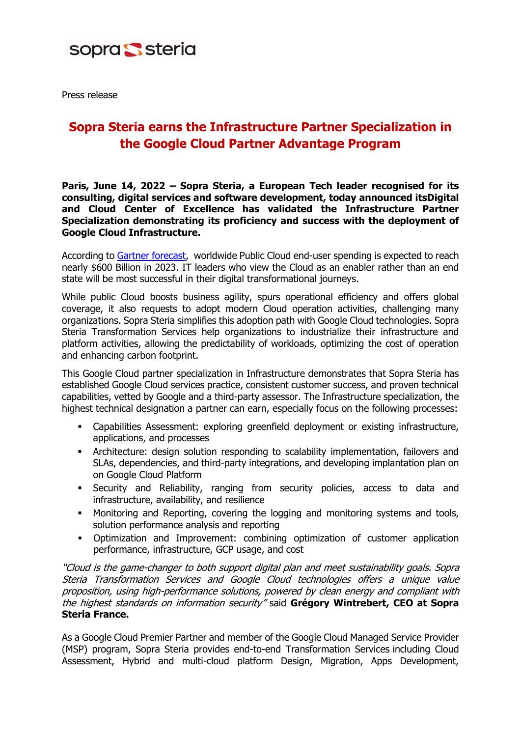sopra steria

Press release

# Sopra Steria earns the Infrastructure Partner Specialization in the Google Cloud Partner Advantage Program

**Paris, June 14, 2022 – Sopra Steria, a European Tech leader recognised for its consulting, digital services and software development, today announced itsDigital and Cloud Center of Excellence has validated the Infrastructure Partner Specialization demonstrating its proficiency and success with the deployment of Google Cloud Infrastructure.**

According to Gartner forecast, worldwide Public Cloud end-user spending is expected to reach nearly $600 Billion in 2023. IT leaders who view the Cloud as an enabler rather than an end state will be most successful in their digital transformational journeys.

While public Cloud boosts business agility, spurs operational efficiency and offers global coverage, it also requests to adopt modern Cloud operation activities, challenging many organizations. Sopra Steria simplifies this adoption path with Google Cloud technologies. Sopra Steria Transformation Services help organizations to industrialize their infrastructure and platform activities, allowing the predictability of workloads, optimizing the cost of operation and enhancing carbon footprint.

This Google Cloud partner specialization in Infrastructure demonstrates that Sopra Steria has established Google Cloud services practice, consistent customer success, and proven technical capabilities, vetted by Google and a third-party assessor. The Infrastructure specialization, the highest technical designation a partner can earn, especially focus on the following processes:

- Capabilities Assessment: exploring greenfield deployment or existing infrastructure, applications, and processes
- Architecture: design solution responding to scalability implementation, failovers and SLAs, dependencies, and third-party integrations, and developing implantation plan on on Google Cloud Platform
- Security and Reliability, ranging from security policies, access to data and infrastructure, availability, and resilience
- Monitoring and Reporting, covering the logging and monitoring systems and tools, solution performance analysis and reporting
- Optimization and Improvement: combining optimization of customer application performance, infrastructure, GCP usage, and cost

*"Cloud is the game-changer to both support digital plan and meet sustainability goals. Sopra Steria Transformation Services and Google Cloud technologies offers a unique value proposition, using high-performance solutions, powered by clean energy and compliant with the highest standards on information security"* said **Grégory Wintrebert, CEO at Sopra Steria France.**

As a Google Cloud Premier Partner and member of the Google Cloud Managed Service Provider (MSP) program, Sopra Steria provides end-to-end Transformation Services including Cloud Assessment, Hybrid and multi-cloud platform Design, Migration, Apps Development,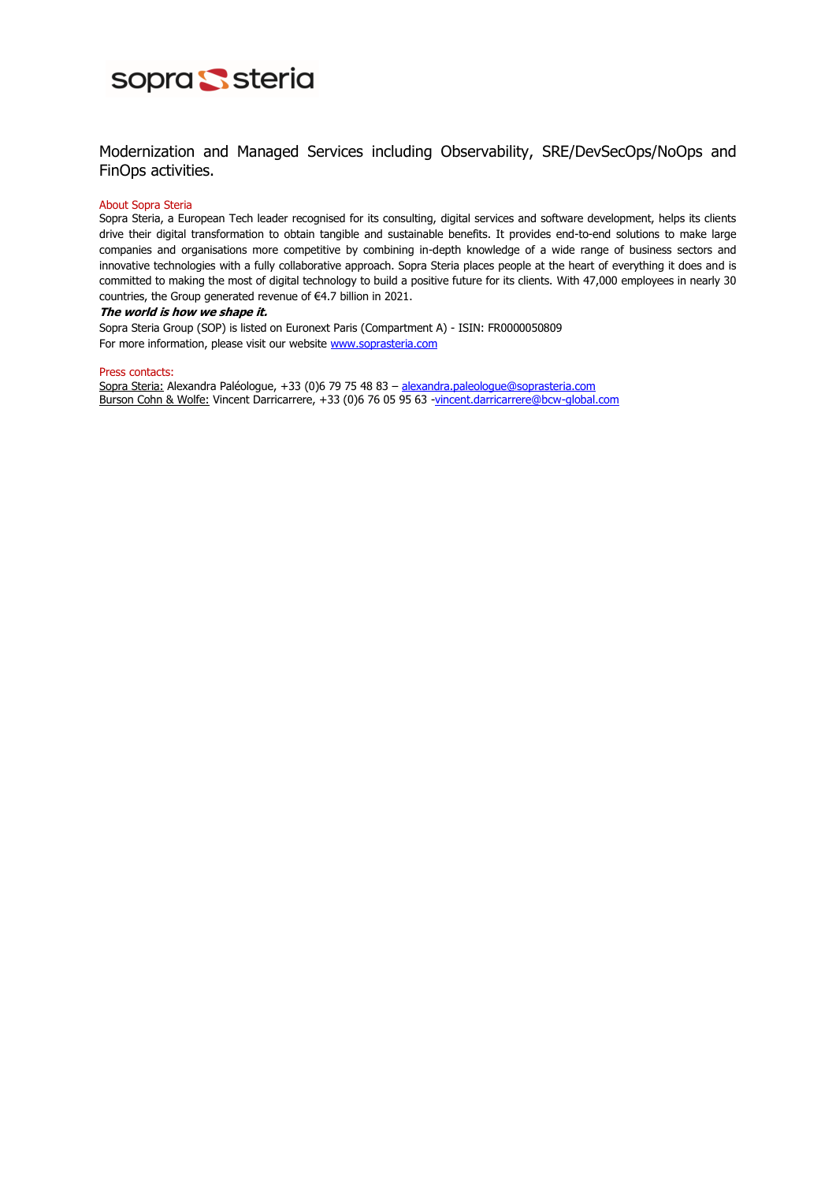Modernization and Managed Services including Observability, SRE/DevSecOps/NoOps and FinOps activities.

About Sopra Steria

Sopra Steria, a European Tech leader recognised for its consulting, digital services and software development, helps its clients drive their digital transformation to obtain tangible and sustainable benefits. It provides end-to-end solutions to make large companies and organisations more competitive by combining in-depth knowledge of a wide range of business sectors and innovative technologies with a fully collaborative approach. Sopra Steria places people at the heart of everything it does and is committed to making the most of digital technology to build a positive future for its clients. With 47,000 employees in nearly 30 countries, the Group generated revenue of €4.7 billion in 2021.

***The world is how we shape it.***

Sopra Steria Group (SOP) is listed on Euronext Paris (Compartment A) - ISIN: FR0000050809

For more information, please visit our website www.soprasteria.com

Press contacts:

Sopra Steria: Alexandra Paléologue, +33 (0)6 79 75 48 83 – alexandra.paleologue@soprasteria.com

Burson Cohn & Wolfe: Vincent Darricarrere, +33 (0)6 76 05 95 63 -vincent.darricarrere@bcw-global.com